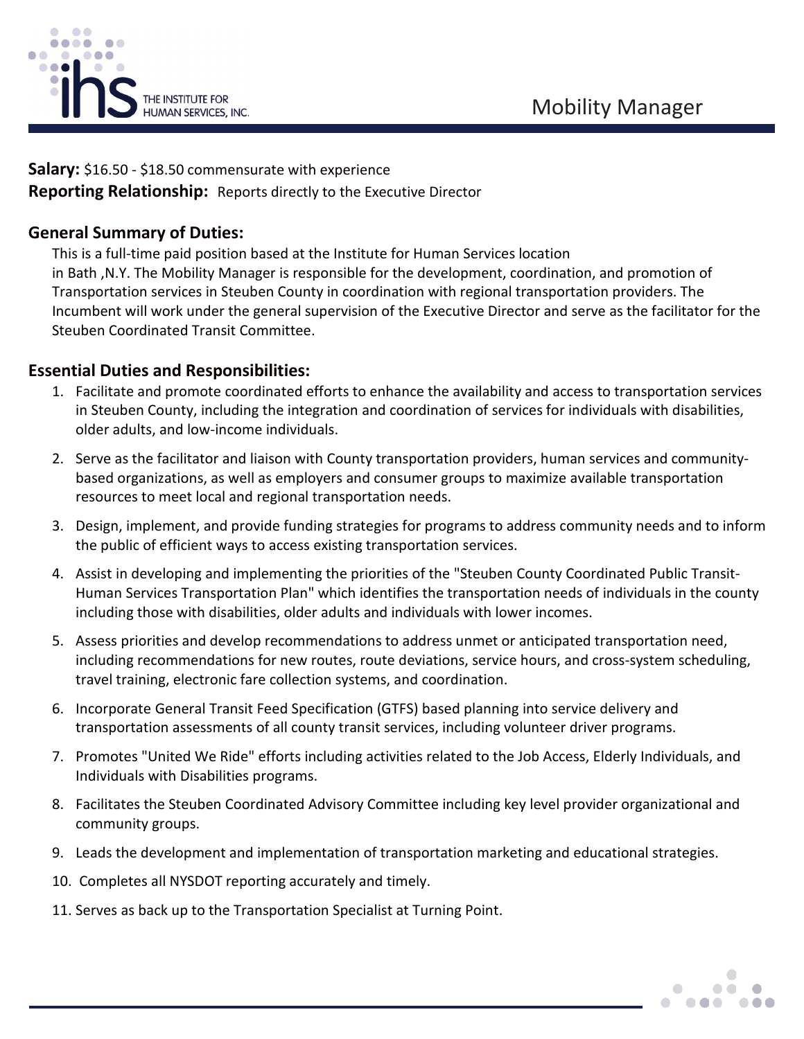THE INSTITUTE FOR HUMAN SERVICES, INC.

# Mobility Manager

**Salary:** $16.50 - $18.50 commensurate with experience
**Reporting Relationship:** Reports directly to the Executive Director

## General Summary of Duties:

This is a full-time paid position based at the Institute for Human Services location in Bath ,N.Y. The Mobility Manager is responsible for the development, coordination, and promotion of Transportation services in Steuben County in coordination with regional transportation providers. The Incumbent will work under the general supervision of the Executive Director and serve as the facilitator for the Steuben Coordinated Transit Committee.

## Essential Duties and Responsibilities:

1. Facilitate and promote coordinated efforts to enhance the availability and access to transportation services in Steuben County, including the integration and coordination of services for individuals with disabilities, older adults, and low-income individuals.
2. Serve as the facilitator and liaison with County transportation providers, human services and community-based organizations, as well as employers and consumer groups to maximize available transportation resources to meet local and regional transportation needs.
3. Design, implement, and provide funding strategies for programs to address community needs and to inform the public of efficient ways to access existing transportation services.
4. Assist in developing and implementing the priorities of the "Steuben County Coordinated Public Transit-Human Services Transportation Plan" which identifies the transportation needs of individuals in the county including those with disabilities, older adults and individuals with lower incomes.
5. Assess priorities and develop recommendations to address unmet or anticipated transportation need, including recommendations for new routes, route deviations, service hours, and cross-system scheduling, travel training, electronic fare collection systems, and coordination.
6. Incorporate General Transit Feed Specification (GTFS) based planning into service delivery and transportation assessments of all county transit services, including volunteer driver programs.
7. Promotes "United We Ride" efforts including activities related to the Job Access, Elderly Individuals, and Individuals with Disabilities programs.
8. Facilitates the Steuben Coordinated Advisory Committee including key level provider organizational and community groups.
9. Leads the development and implementation of transportation marketing and educational strategies.
10. Completes all NYSDOT reporting accurately and timely.
11. Serves as back up to the Transportation Specialist at Turning Point.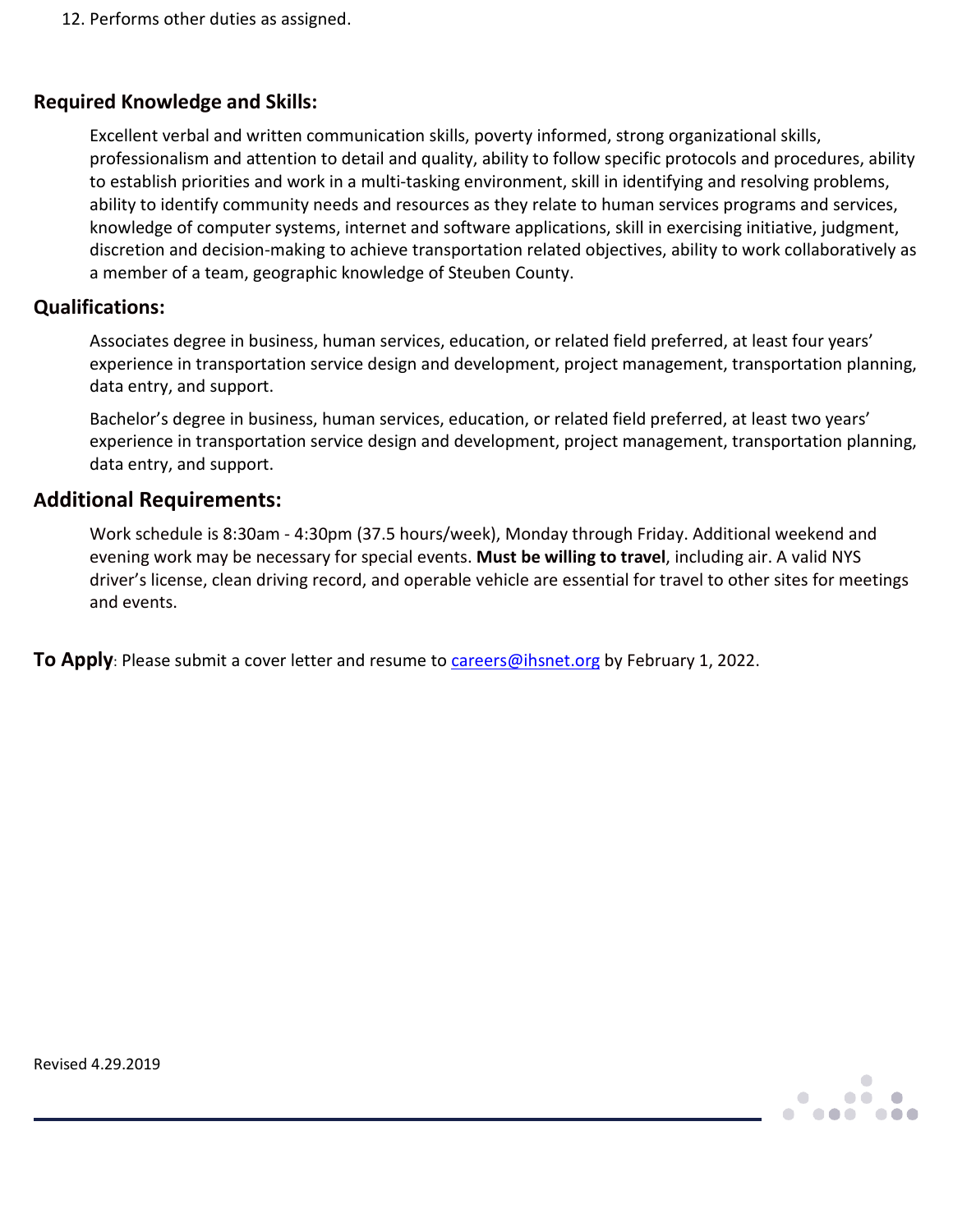12. Performs other duties as assigned.

## Required Knowledge and Skills:

Excellent verbal and written communication skills, poverty informed, strong organizational skills, professionalism and attention to detail and quality, ability to follow specific protocols and procedures, ability to establish priorities and work in a multi-tasking environment, skill in identifying and resolving problems, ability to identify community needs and resources as they relate to human services programs and services, knowledge of computer systems, internet and software applications, skill in exercising initiative, judgment, discretion and decision-making to achieve transportation related objectives, ability to work collaboratively as a member of a team, geographic knowledge of Steuben County.

## Qualifications:

Associates degree in business, human services, education, or related field preferred, at least four years' experience in transportation service design and development, project management, transportation planning, data entry, and support.

Bachelor's degree in business, human services, education, or related field preferred, at least two years' experience in transportation service design and development, project management, transportation planning, data entry, and support.

## Additional Requirements:

Work schedule is 8:30am - 4:30pm (37.5 hours/week), Monday through Friday. Additional weekend and evening work may be necessary for special events. **Must be willing to travel**, including air. A valid NYS driver's license, clean driving record, and operable vehicle are essential for travel to other sites for meetings and events.

**To Apply**: Please submit a cover letter and resume to careers@ihsnet.org by February 1, 2022.

Revised 4.29.2019